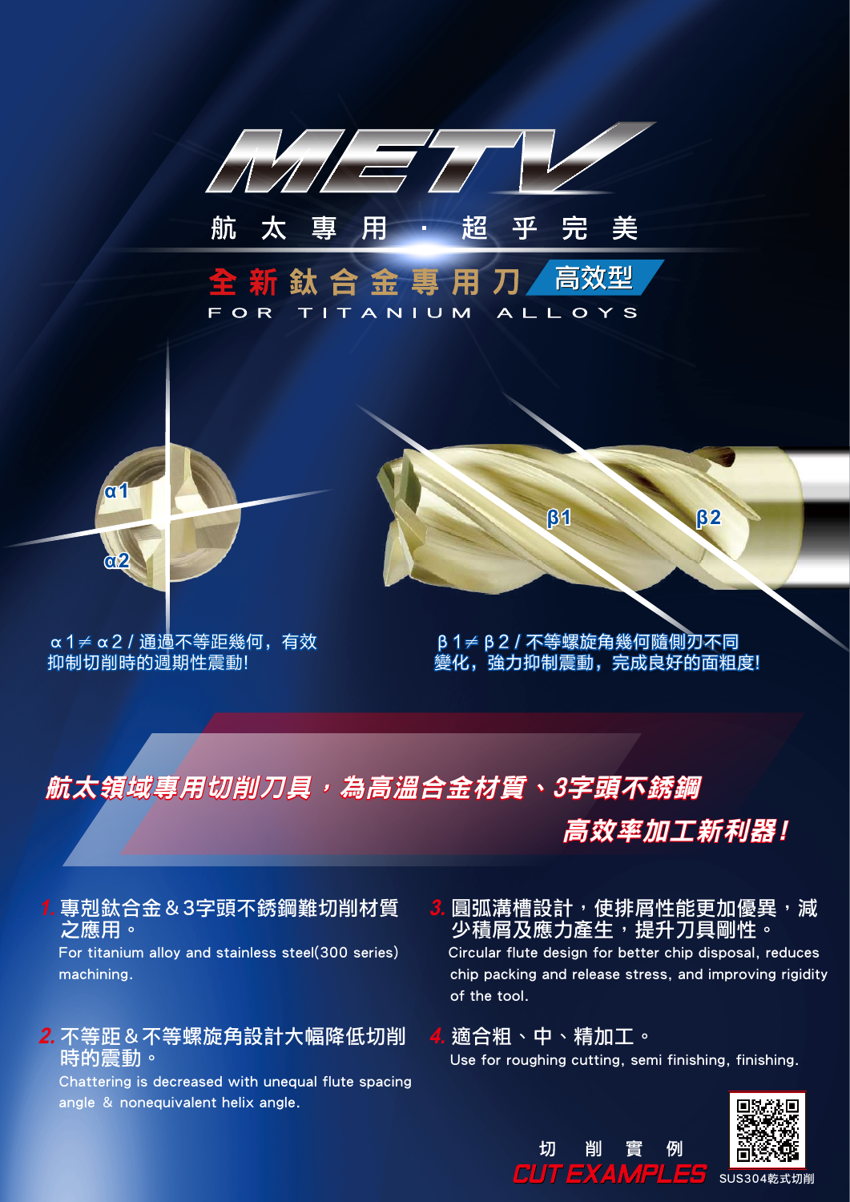# METV

航 太 專 用 · 超 乎 完 美

## 全新鈦合金專用刀 高效型

FOR TITANIUM ALLOYS

α1

α2

β1

β2

α1≠α2 / 通過不等距幾何，有效抑制切削時的週期性震動!

β1≠β2 / 不等螺旋角幾何隨側刃不同變化，強力抑制震動，完成良好的面粗度!

## 航太領域專用切削刀具，為高溫合金材質、3字頭不銹鋼高效率加工新利器!

1. 專剋鈦合金＆3字頭不銹鋼難切削材質之應用。
   For titanium alloy and stainless steel(300 series) machining.

2. 不等距＆不等螺旋角設計大幅降低切削時的震動。
   Chattering is decreased with unequal flute spacing angle & nonequivalent helix angle.

3. 圓弧溝槽設計，使排屑性能更加優異，減少積屑及應力產生，提升刀具剛性。
   Circular flute design for better chip disposal, reduces chip packing and release stress, and improving rigidity of the tool.

4. 適合粗、中、精加工。
   Use for roughing cutting, semi finishing, finishing.

切 削 實 例

CUT EXAMPLES

SUS304乾式切削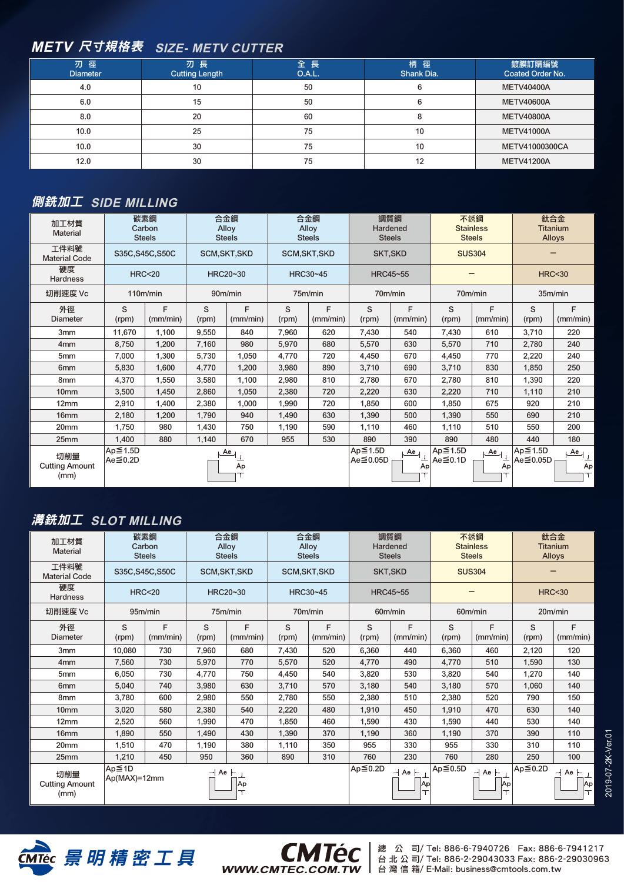## METV 尺寸規格表 SIZE- METV CUTTER

| 刃 徑 Diameter | 刃 長 Cutting Length | 全 長 O.A.L. | 柄 徑 Shank Dia. | 鍍膜訂購編號 Coated Order No. |
|---|---|---|---|---|
| 4.0 | 10 | 50 | 6 | METV40400A |
| 6.0 | 15 | 50 | 6 | METV40600A |
| 8.0 | 20 | 60 | 8 | METV40800A |
| 10.0 | 25 | 75 | 10 | METV41000A |
| 10.0 | 30 | 75 | 10 | METV41000300CA |
| 12.0 | 30 | 75 | 12 | METV41200A |

## 側銑加工 SIDE MILLING

| 加工材質 Material | 碳素鋼 Carbon Steels | | 合金鋼 Alloy Steels | | 合金鋼 Alloy Steels | | 調質鋼 Hardened Steels | | 不銹鋼 Stainless Steels | | 鈦合金 Titanium Alloys | |
|---|---|---|---|---|---|---|---|---|---|---|---|---|
| 工件料號 Material Code | S35C,S45C,S50C | | SCM,SKT,SKD | | SCM,SKT,SKD | | SKT,SKD | | SUS304 | | – | |
| 硬度 Hardness | HRC<20 | | HRC20~30 | | HRC30~45 | | HRC45~55 | | – | | HRC<30 | |
| 切削速度 Vc | 110m/min | | 90m/min | | 75m/min | | 70m/min | | 70m/min | | 35m/min | |
| 外徑 Diameter | S (rpm) | F (mm/min) | S (rpm) | F (mm/min) | S (rpm) | F (mm/min) | S (rpm) | F (mm/min) | S (rpm) | F (mm/min) | S (rpm) | F (mm/min) |
| 3mm | 11,670 | 1,100 | 9,550 | 840 | 7,960 | 620 | 7,430 | 540 | 7,430 | 610 | 3,710 | 220 |
| 4mm | 8,750 | 1,200 | 7,160 | 980 | 5,970 | 680 | 5,570 | 630 | 5,570 | 710 | 2,780 | 240 |
| 5mm | 7,000 | 1,300 | 5,730 | 1,050 | 4,770 | 720 | 4,450 | 670 | 4,450 | 770 | 2,220 | 240 |
| 6mm | 5,830 | 1,600 | 4,770 | 1,200 | 3,980 | 890 | 3,710 | 690 | 3,710 | 830 | 1,850 | 250 |
| 8mm | 4,370 | 1,550 | 3,580 | 1,100 | 2,980 | 810 | 2,780 | 670 | 2,780 | 810 | 1,390 | 220 |
| 10mm | 3,500 | 1,450 | 2,860 | 1,050 | 2,380 | 720 | 2,220 | 630 | 2,220 | 710 | 1,110 | 210 |
| 12mm | 2,910 | 1,400 | 2,380 | 1,000 | 1,990 | 720 | 1,850 | 600 | 1,850 | 675 | 920 | 210 |
| 16mm | 2,180 | 1,200 | 1,790 | 940 | 1,490 | 630 | 1,390 | 500 | 1,390 | 550 | 690 | 210 |
| 20mm | 1,750 | 980 | 1,430 | 750 | 1,190 | 590 | 1,110 | 460 | 1,110 | 510 | 550 | 200 |
| 25mm | 1,400 | 880 | 1,140 | 670 | 955 | 530 | 890 | 390 | 890 | 480 | 440 | 180 |
| 切削量 Cutting Amount (mm) | Ap≦1.5D Ae≦0.2D | | | | | | Ap≦1.5D Ae≦0.05D | | Ap≦1.5D Ae≦0.1D | | Ap≦1.5D Ae≦0.05D | |

## 溝銑加工 SLOT MILLING

| 加工材質 Material | 碳素鋼 Carbon Steels | | 合金鋼 Alloy Steels | | 合金鋼 Alloy Steels | | 調質鋼 Hardened Steels | | 不銹鋼 Stainless Steels | | 鈦合金 Titanium Alloys | |
|---|---|---|---|---|---|---|---|---|---|---|---|---|
| 工件料號 Material Code | S35C,S45C,S50C | | SCM,SKT,SKD | | SCM,SKT,SKD | | SKT,SKD | | SUS304 | | – | |
| 硬度 Hardness | HRC<20 | | HRC20~30 | | HRC30~45 | | HRC45~55 | | – | | HRC<30 | |
| 切削速度 Vc | 95m/min | | 75m/min | | 70m/min | | 60m/min | | 60m/min | | 20m/min | |
| 外徑 Diameter | S (rpm) | F (mm/min) | S (rpm) | F (mm/min) | S (rpm) | F (mm/min) | S (rpm) | F (mm/min) | S (rpm) | F (mm/min) | S (rpm) | F (mm/min) |
| 3mm | 10,080 | 730 | 7,960 | 680 | 7,430 | 520 | 6,360 | 440 | 6,360 | 460 | 2,120 | 120 |
| 4mm | 7,560 | 730 | 5,970 | 770 | 5,570 | 520 | 4,770 | 490 | 4,770 | 510 | 1,590 | 130 |
| 5mm | 6,050 | 730 | 4,770 | 750 | 4,450 | 540 | 3,820 | 530 | 3,820 | 540 | 1,270 | 140 |
| 6mm | 5,040 | 740 | 3,980 | 630 | 3,710 | 570 | 3,180 | 540 | 3,180 | 570 | 1,060 | 140 |
| 8mm | 3,780 | 600 | 2,980 | 550 | 2,780 | 550 | 2,380 | 510 | 2,380 | 520 | 790 | 150 |
| 10mm | 3,020 | 580 | 2,380 | 540 | 2,220 | 480 | 1,910 | 450 | 1,910 | 470 | 630 | 140 |
| 12mm | 2,520 | 560 | 1,990 | 470 | 1,850 | 460 | 1,590 | 430 | 1,590 | 440 | 530 | 140 |
| 16mm | 1,890 | 550 | 1,490 | 430 | 1,390 | 370 | 1,190 | 360 | 1,190 | 370 | 390 | 110 |
| 20mm | 1,510 | 470 | 1,190 | 380 | 1,110 | 350 | 955 | 330 | 955 | 330 | 310 | 110 |
| 25mm | 1,210 | 450 | 950 | 360 | 890 | 310 | 760 | 230 | 760 | 280 | 250 | 100 |
| 切削量 Cutting Amount (mm) | Ap≦1D Ap(MAX)=12mm | | | | | | Ap≦0.2D | | Ap≦0.5D | | Ap≦0.2D | |

2019-07-2K-Ver.01

CMTéc 景明精密工具

CMTéc WWW.CMTEC.COM.TW

總 公 司/ Tel: 886-6-7940726 Fax: 886-6-7941217
台 北 公 司/ Tel: 886-2-29043033 Fax: 886-2-29030963
台 灣 信 箱/ E-Mail: business@cmtools.com.tw